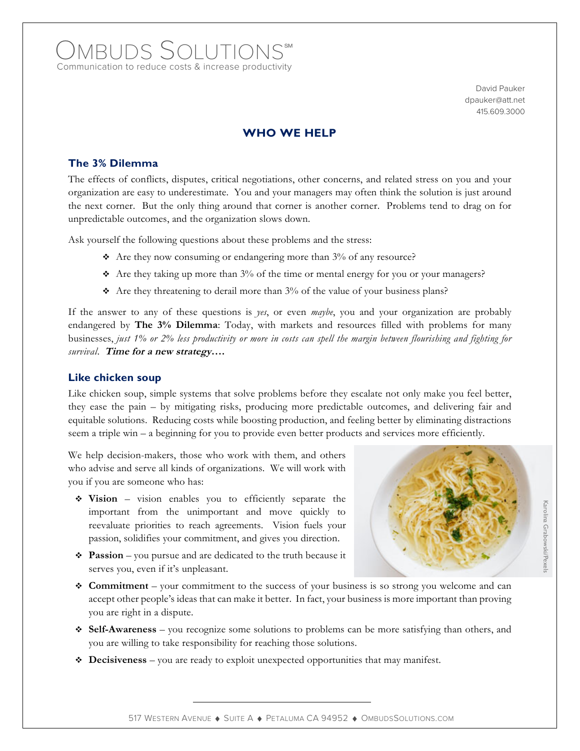# OMBUDS SOLUTIONS℠

Communication to reduce costs & increase productivity

David Pauker
dpauker@att.net
415.609.3000

## WHO WE HELP

### The 3% Dilemma

The effects of conflicts, disputes, critical negotiations, other concerns, and related stress on you and your organization are easy to underestimate. You and your managers may often think the solution is just around the next corner. But the only thing around that corner is another corner. Problems tend to drag on for unpredictable outcomes, and the organization slows down.

Ask yourself the following questions about these problems and the stress:

- Are they now consuming or endangering more than 3% of any resource?
- Are they taking up more than 3% of the time or mental energy for you or your managers?
- Are they threatening to derail more than 3% of the value of your business plans?

If the answer to any of these questions is *yes*, or even *maybe*, you and your organization are probably endangered by **The 3% Dilemma**: Today, with markets and resources filled with problems for many businesses, *just 1% or 2% less productivity or more in costs can spell the margin between flourishing and fighting for survival.* **Time for a new strategy….**

### Like chicken soup

Like chicken soup, simple systems that solve problems before they escalate not only make you feel better, they ease the pain – by mitigating risks, producing more predictable outcomes, and delivering fair and equitable solutions. Reducing costs while boosting production, and feeling better by eliminating distractions seem a triple win – a beginning for you to provide even better products and services more efficiently.

We help decision-makers, those who work with them, and others who advise and serve all kinds of organizations. We will work with you if you are someone who has:

- **Vision** – vision enables you to efficiently separate the important from the unimportant and move quickly to reevaluate priorities to reach agreements. Vision fuels your passion, solidifies your commitment, and gives you direction.
- **Passion** – you pursue and are dedicated to the truth because it serves you, even if it's unpleasant.
- **Commitment** – your commitment to the success of your business is so strong you welcome and can accept other people's ideas that can make it better. In fact, your business is more important than proving you are right in a dispute.
- **Self-Awareness** – you recognize some solutions to problems can be more satisfying than others, and you are willing to take responsibility for reaching those solutions.
- **Decisiveness** – you are ready to exploit unexpected opportunities that may manifest.

Karolina Grabowski/Pexels

517 Western Avenue ♦ Suite A ♦ Petaluma CA 94952 ♦ OmbudsSolutions.com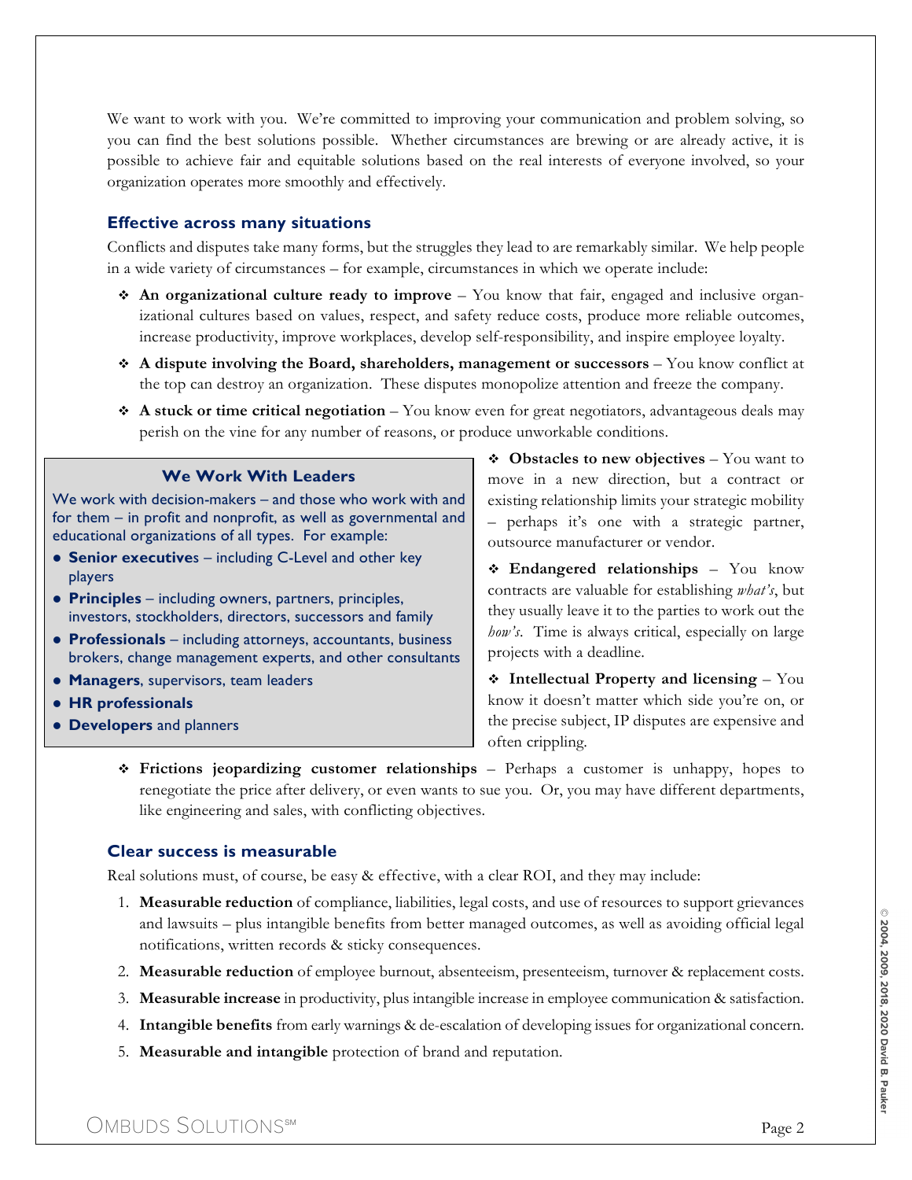We want to work with you. We're committed to improving your communication and problem solving, so you can find the best solutions possible. Whether circumstances are brewing or are already active, it is possible to achieve fair and equitable solutions based on the real interests of everyone involved, so your organization operates more smoothly and effectively.

### Effective across many situations

Conflicts and disputes take many forms, but the struggles they lead to are remarkably similar. We help people in a wide variety of circumstances – for example, circumstances in which we operate include:

- **An organizational culture ready to improve** – You know that fair, engaged and inclusive organizational cultures based on values, respect, and safety reduce costs, produce more reliable outcomes, increase productivity, improve workplaces, develop self-responsibility, and inspire employee loyalty.
- **A dispute involving the Board, shareholders, management or successors** – You know conflict at the top can destroy an organization. These disputes monopolize attention and freeze the company.
- **A stuck or time critical negotiation** – You know even for great negotiators, advantageous deals may perish on the vine for any number of reasons, or produce unworkable conditions.
- **Obstacles to new objectives** – You want to move in a new direction, but a contract or existing relationship limits your strategic mobility – perhaps it's one with a strategic partner, outsource manufacturer or vendor.
- **Endangered relationships** – You know contracts are valuable for establishing *what's*, but they usually leave it to the parties to work out the *how's*. Time is always critical, especially on large projects with a deadline.
- **Intellectual Property and licensing** – You know it doesn't matter which side you're on, or the precise subject, IP disputes are expensive and often crippling.
- **Frictions jeopardizing customer relationships** – Perhaps a customer is unhappy, hopes to renegotiate the price after delivery, or even wants to sue you. Or, you may have different departments, like engineering and sales, with conflicting objectives.

#### We Work With Leaders

We work with decision-makers – and those who work with and for them – in profit and nonprofit, as well as governmental and educational organizations of all types. For example:

- **Senior executive**s – including C-Level and other key players
- **Principles** – including owners, partners, principles, investors, stockholders, directors, successors and family
- **Professionals** – including attorneys, accountants, business brokers, change management experts, and other consultants
- **Managers**, supervisors, team leaders
- **HR professionals**
- **Developers** and planners

### Clear success is measurable

Real solutions must, of course, be easy & effective, with a clear ROI, and they may include:

1. **Measurable reduction** of compliance, liabilities, legal costs, and use of resources to support grievances and lawsuits – plus intangible benefits from better managed outcomes, as well as avoiding official legal notifications, written records & sticky consequences.
2. **Measurable reduction** of employee burnout, absenteeism, presenteeism, turnover & replacement costs.
3. **Measurable increase** in productivity, plus intangible increase in employee communication & satisfaction.
4. **Intangible benefits** from early warnings & de-escalation of developing issues for organizational concern.
5. **Measurable and intangible** protection of brand and reputation.

© 2004, 2009, 2018, 2020 David B. Pauker